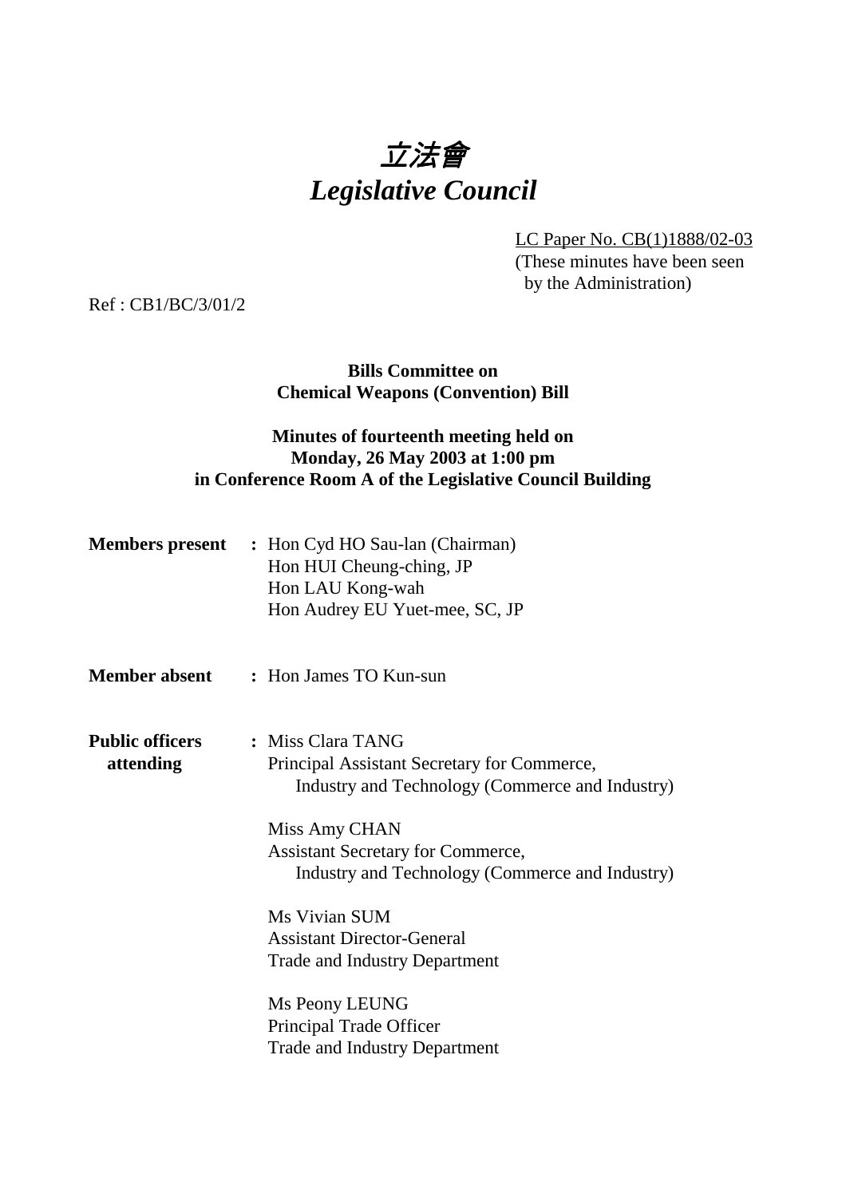# 立法會
# *Legislative Council*

LC Paper No. CB(1)1888/02-03
(These minutes have been seen by the Administration)

Ref : CB1/BC/3/01/2

**Bills Committee on**
**Chemical Weapons (Convention) Bill**

**Minutes of fourteenth meeting held on**
**Monday, 26 May 2003 at 1:00 pm**
**in Conference Room A of the Legislative Council Building**

**Members present** : Hon Cyd HO Sau-lan (Chairman)
Hon HUI Cheung-ching, JP
Hon LAU Kong-wah
Hon Audrey EU Yuet-mee, SC, JP

**Member absent** : Hon James TO Kun-sun

**Public officers attending** : Miss Clara TANG
Principal Assistant Secretary for Commerce, Industry and Technology (Commerce and Industry)

Miss Amy CHAN
Assistant Secretary for Commerce, Industry and Technology (Commerce and Industry)

Ms Vivian SUM
Assistant Director-General
Trade and Industry Department

Ms Peony LEUNG
Principal Trade Officer
Trade and Industry Department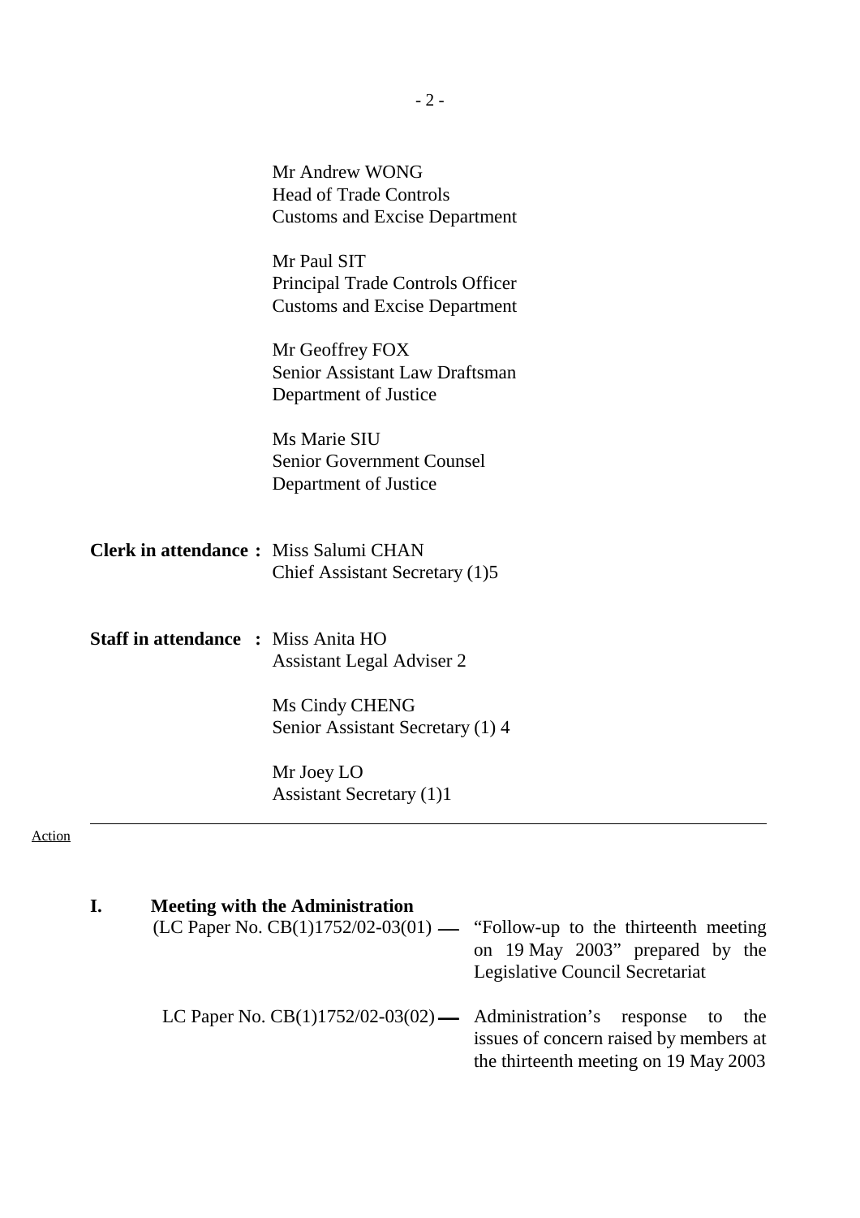Mr Andrew WONG
Head of Trade Controls
Customs and Excise Department

Mr Paul SIT
Principal Trade Controls Officer
Customs and Excise Department

Mr Geoffrey FOX
Senior Assistant Law Draftsman
Department of Justice

Ms Marie SIU
Senior Government Counsel
Department of Justice

**Clerk in attendance :** Miss Salumi CHAN
Chief Assistant Secretary (1)5

**Staff in attendance :** Miss Anita HO
Assistant Legal Adviser 2

Ms Cindy CHENG
Senior Assistant Secretary (1) 4

Mr Joey LO
Assistant Secretary (1)1

---

Action

## I. Meeting with the Administration

(LC Paper No. CB(1)1752/02-03(01) — "Follow-up to the thirteenth meeting on 19 May 2003" prepared by the Legislative Council Secretariat

LC Paper No. CB(1)1752/02-03(02) — Administration's response to the issues of concern raised by members at the thirteenth meeting on 19 May 2003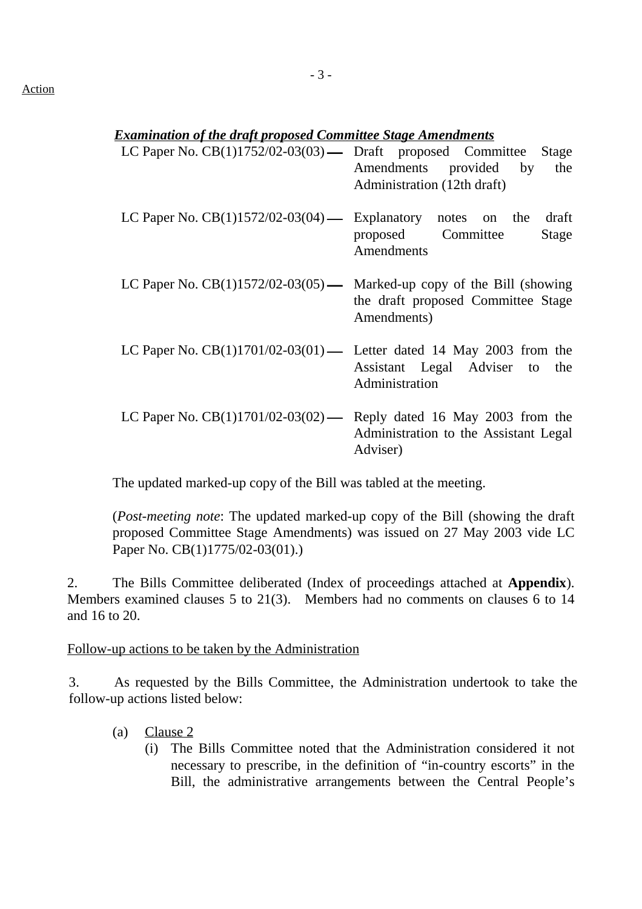Action

***Examination of the draft proposed Committee Stage Amendments***

LC Paper No. CB(1)1752/02-03(03) — Draft proposed Committee Stage Amendments provided by the Administration (12th draft)

LC Paper No. CB(1)1572/02-03(04) — Explanatory notes on the draft proposed Committee Stage Amendments

LC Paper No. CB(1)1572/02-03(05) — Marked-up copy of the Bill (showing the draft proposed Committee Stage Amendments)

LC Paper No. CB(1)1701/02-03(01) — Letter dated 14 May 2003 from the Assistant Legal Adviser to the Administration

LC Paper No. CB(1)1701/02-03(02) — Reply dated 16 May 2003 from the Administration to the Assistant Legal Adviser)

The updated marked-up copy of the Bill was tabled at the meeting.

(*Post-meeting note*: The updated marked-up copy of the Bill (showing the draft proposed Committee Stage Amendments) was issued on 27 May 2003 vide LC Paper No. CB(1)1775/02-03(01).)

2. The Bills Committee deliberated (Index of proceedings attached at **Appendix**). Members examined clauses 5 to 21(3). Members had no comments on clauses 6 to 14 and 16 to 20.

Follow-up actions to be taken by the Administration

3. As requested by the Bills Committee, the Administration undertook to take the follow-up actions listed below:

(a) Clause 2
   (i) The Bills Committee noted that the Administration considered it not necessary to prescribe, in the definition of "in-country escorts" in the Bill, the administrative arrangements between the Central People's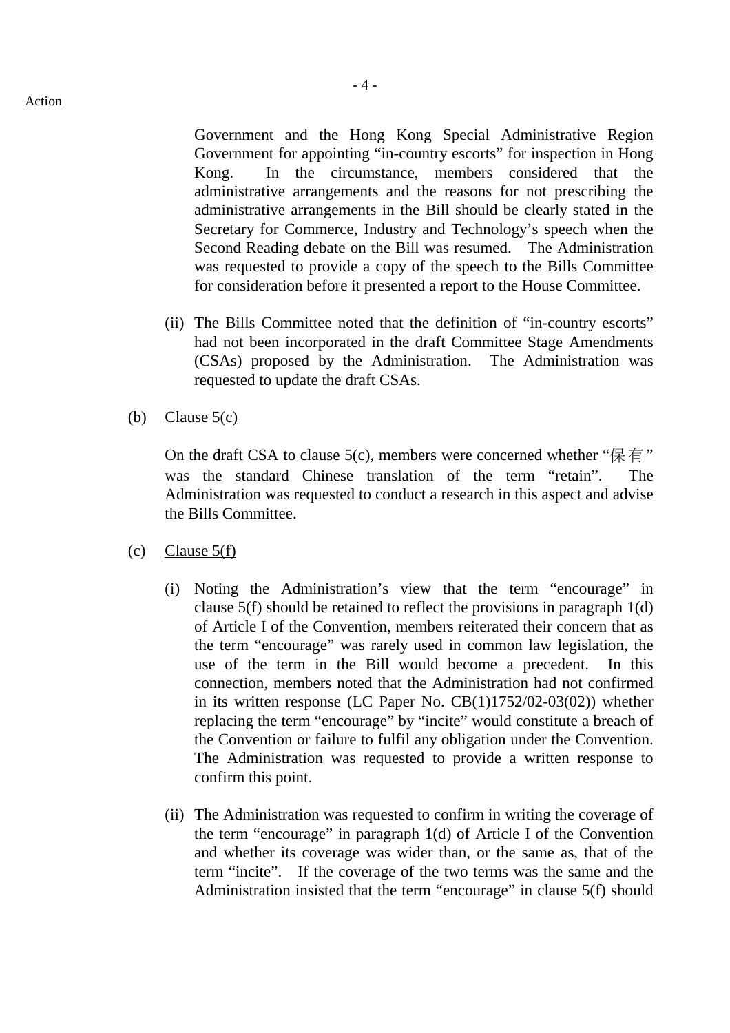Action

Government and the Hong Kong Special Administrative Region Government for appointing "in-country escorts" for inspection in Hong Kong. In the circumstance, members considered that the administrative arrangements and the reasons for not prescribing the administrative arrangements in the Bill should be clearly stated in the Secretary for Commerce, Industry and Technology's speech when the Second Reading debate on the Bill was resumed. The Administration was requested to provide a copy of the speech to the Bills Committee for consideration before it presented a report to the House Committee.

(ii) The Bills Committee noted that the definition of "in-country escorts" had not been incorporated in the draft Committee Stage Amendments (CSAs) proposed by the Administration. The Administration was requested to update the draft CSAs.

(b) Clause 5(c)

On the draft CSA to clause 5(c), members were concerned whether "保有" was the standard Chinese translation of the term "retain". The Administration was requested to conduct a research in this aspect and advise the Bills Committee.

(c) Clause 5(f)

(i) Noting the Administration's view that the term "encourage" in clause 5(f) should be retained to reflect the provisions in paragraph 1(d) of Article I of the Convention, members reiterated their concern that as the term "encourage" was rarely used in common law legislation, the use of the term in the Bill would become a precedent. In this connection, members noted that the Administration had not confirmed in its written response (LC Paper No. CB(1)1752/02-03(02)) whether replacing the term "encourage" by "incite" would constitute a breach of the Convention or failure to fulfil any obligation under the Convention. The Administration was requested to provide a written response to confirm this point.

(ii) The Administration was requested to confirm in writing the coverage of the term "encourage" in paragraph 1(d) of Article I of the Convention and whether its coverage was wider than, or the same as, that of the term "incite". If the coverage of the two terms was the same and the Administration insisted that the term "encourage" in clause 5(f) should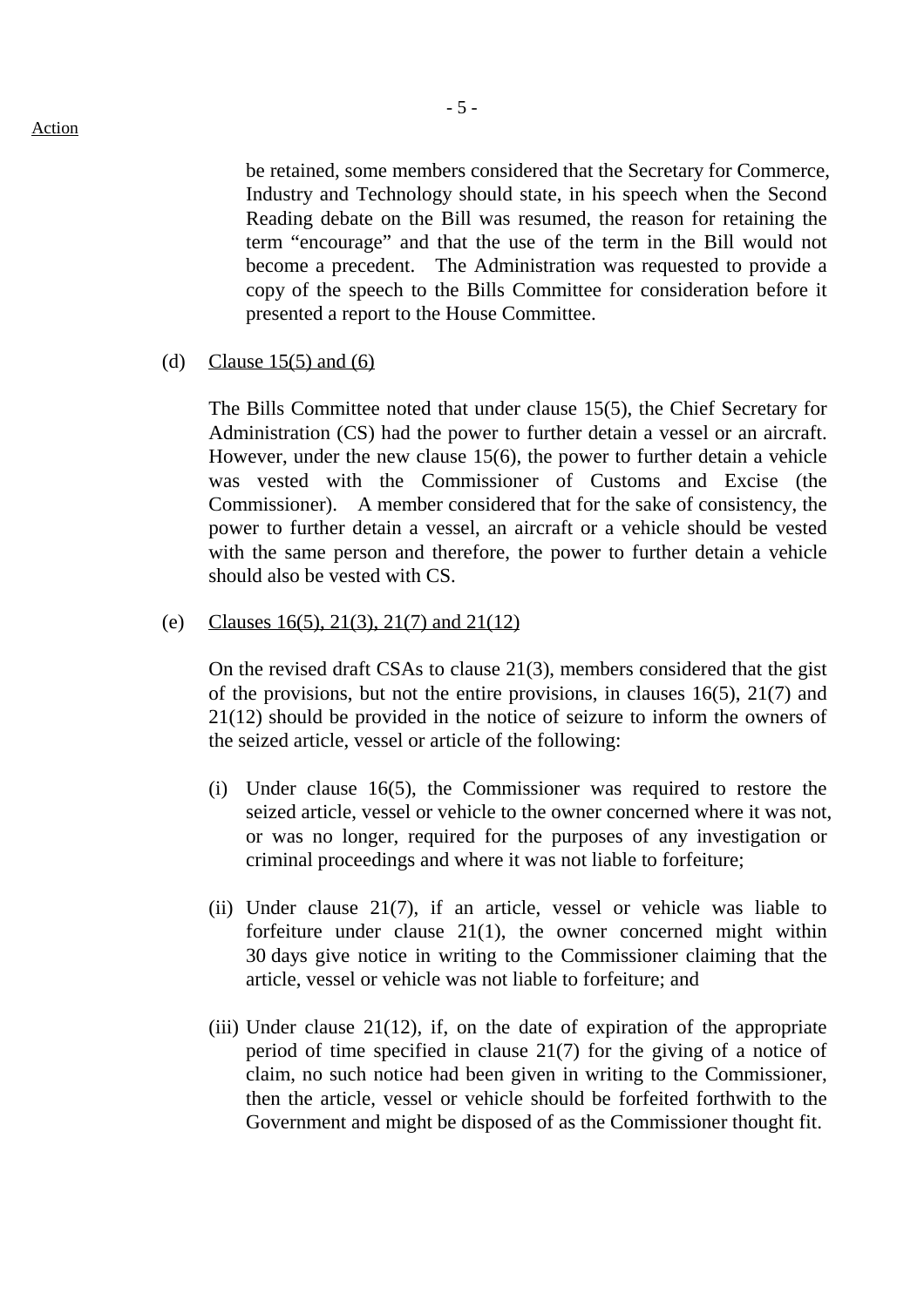Action

be retained, some members considered that the Secretary for Commerce, Industry and Technology should state, in his speech when the Second Reading debate on the Bill was resumed, the reason for retaining the term "encourage" and that the use of the term in the Bill would not become a precedent. The Administration was requested to provide a copy of the speech to the Bills Committee for consideration before it presented a report to the House Committee.

(d) Clause 15(5) and (6)

The Bills Committee noted that under clause 15(5), the Chief Secretary for Administration (CS) had the power to further detain a vessel or an aircraft. However, under the new clause 15(6), the power to further detain a vehicle was vested with the Commissioner of Customs and Excise (the Commissioner). A member considered that for the sake of consistency, the power to further detain a vessel, an aircraft or a vehicle should be vested with the same person and therefore, the power to further detain a vehicle should also be vested with CS.

(e) Clauses 16(5), 21(3), 21(7) and 21(12)

On the revised draft CSAs to clause 21(3), members considered that the gist of the provisions, but not the entire provisions, in clauses 16(5), 21(7) and 21(12) should be provided in the notice of seizure to inform the owners of the seized article, vessel or article of the following:

(i) Under clause 16(5), the Commissioner was required to restore the seized article, vessel or vehicle to the owner concerned where it was not, or was no longer, required for the purposes of any investigation or criminal proceedings and where it was not liable to forfeiture;

(ii) Under clause 21(7), if an article, vessel or vehicle was liable to forfeiture under clause 21(1), the owner concerned might within 30 days give notice in writing to the Commissioner claiming that the article, vessel or vehicle was not liable to forfeiture; and

(iii) Under clause 21(12), if, on the date of expiration of the appropriate period of time specified in clause 21(7) for the giving of a notice of claim, no such notice had been given in writing to the Commissioner, then the article, vessel or vehicle should be forfeited forthwith to the Government and might be disposed of as the Commissioner thought fit.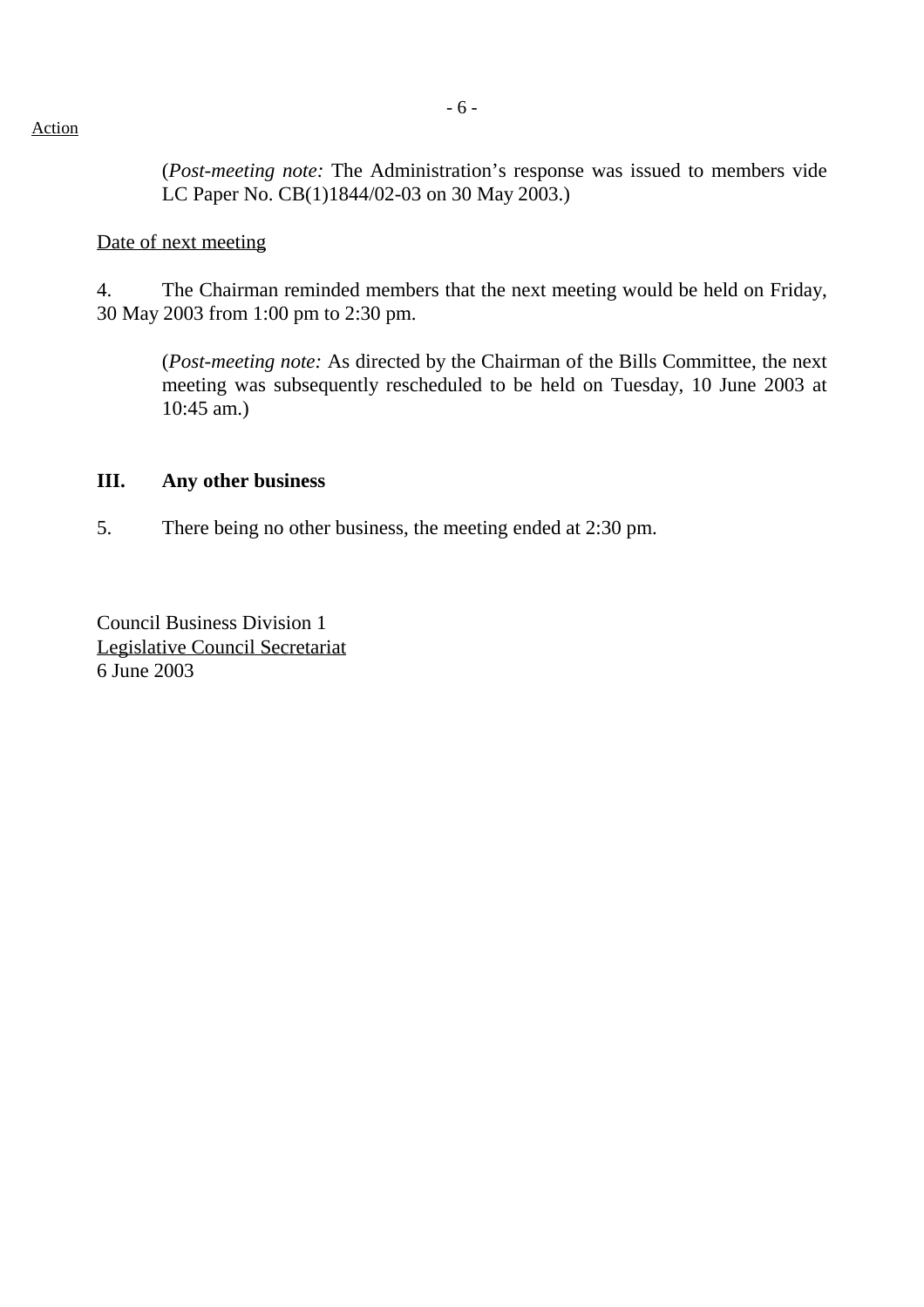Action

(*Post-meeting note:* The Administration's response was issued to members vide LC Paper No. CB(1)1844/02-03 on 30 May 2003.)

Date of next meeting

4. The Chairman reminded members that the next meeting would be held on Friday, 30 May 2003 from 1:00 pm to 2:30 pm.

(*Post-meeting note:* As directed by the Chairman of the Bills Committee, the next meeting was subsequently rescheduled to be held on Tuesday, 10 June 2003 at 10:45 am.)

**III. Any other business**

5. There being no other business, the meeting ended at 2:30 pm.

Council Business Division 1
Legislative Council Secretariat
6 June 2003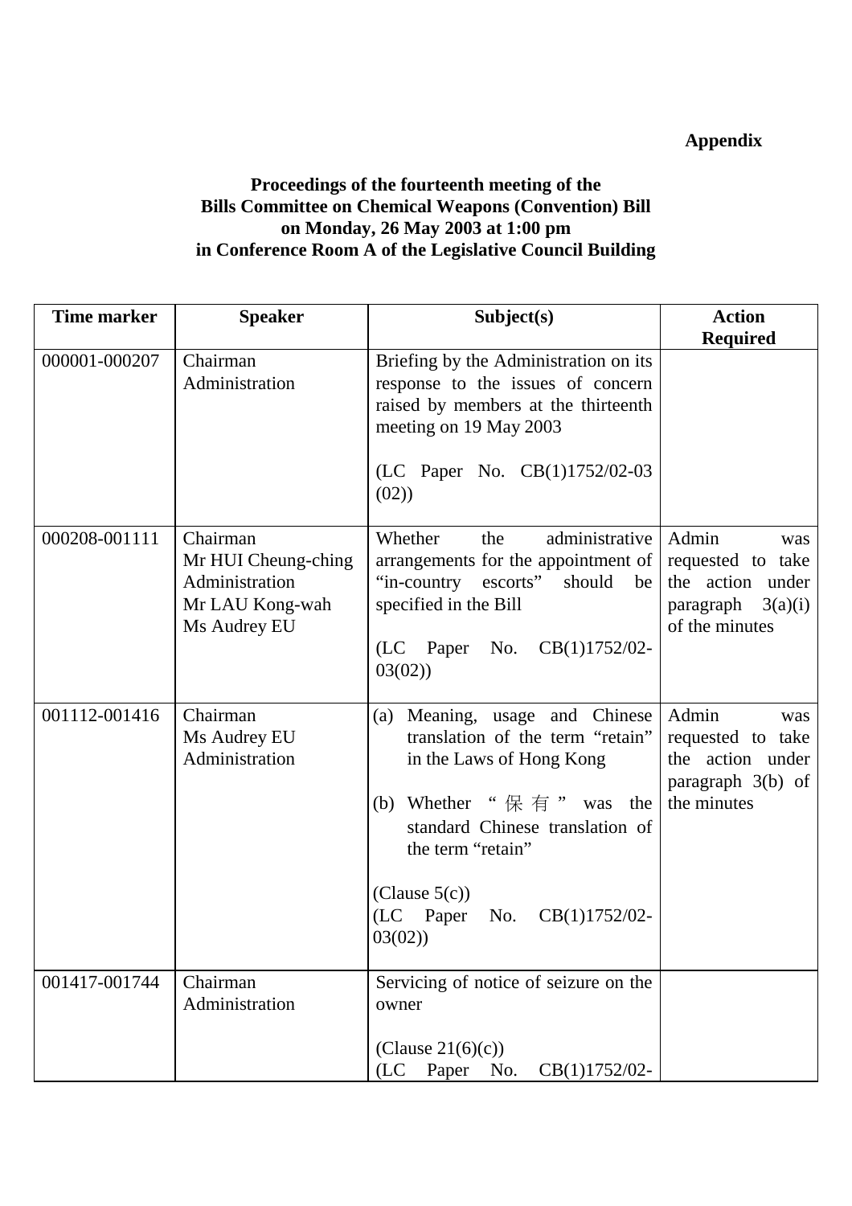**Appendix**

**Proceedings of the fourteenth meeting of the Bills Committee on Chemical Weapons (Convention) Bill on Monday, 26 May 2003 at 1:00 pm in Conference Room A of the Legislative Council Building**

| Time marker | Speaker | Subject(s) | Action Required |
|---|---|---|---|
| 000001-000207 | Chairman<br>Administration | Briefing by the Administration on its response to the issues of concern raised by members at the thirteenth meeting on 19 May 2003<br><br>(LC Paper No. CB(1)1752/02-03 (02)) | |
| 000208-001111 | Chairman<br>Mr HUI Cheung-ching<br>Administration<br>Mr LAU Kong-wah<br>Ms Audrey EU | Whether the administrative arrangements for the appointment of "in-country escorts" should be specified in the Bill<br><br>(LC Paper No. CB(1)1752/02-03(02)) | Admin was requested to take the action under paragraph 3(a)(i) of the minutes |
| 001112-001416 | Chairman<br>Ms Audrey EU<br>Administration | (a) Meaning, usage and Chinese translation of the term "retain" in the Laws of Hong Kong<br><br>(b) Whether "保有" was the standard Chinese translation of the term "retain"<br><br>(Clause 5(c))<br>(LC Paper No. CB(1)1752/02-03(02)) | Admin was requested to take the action under paragraph 3(b) of the minutes |
| 001417-001744 | Chairman<br>Administration | Servicing of notice of seizure on the owner<br><br>(Clause 21(6)(c))<br>(LC Paper No. CB(1)1752/02- | |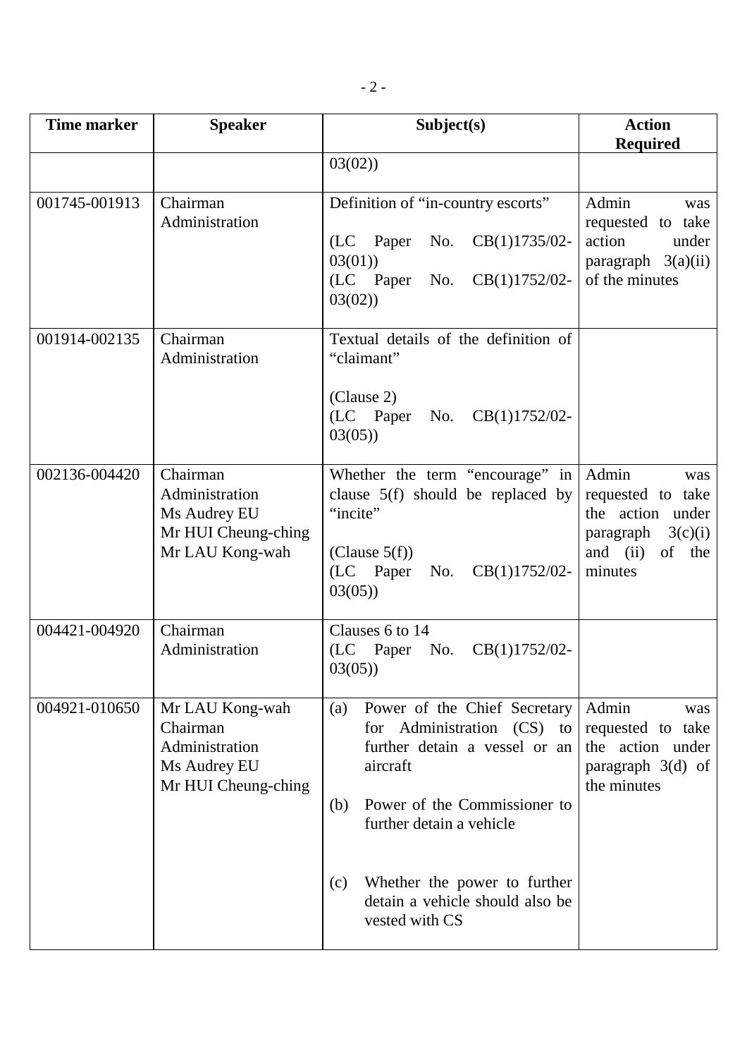| Time marker | Speaker | Subject(s) | Action Required |
|---|---|---|---|
| | | 03(02)) | |
| 001745-001913 | Chairman<br>Administration | Definition of "in-country escorts"<br><br>(LC Paper No. CB(1)1735/02-03(01))<br>(LC Paper No. CB(1)1752/02-03(02)) | Admin was requested to take action under paragraph 3(a)(ii) of the minutes |
| 001914-002135 | Chairman<br>Administration | Textual details of the definition of "claimant"<br><br>(Clause 2)<br>(LC Paper No. CB(1)1752/02-03(05)) | |
| 002136-004420 | Chairman<br>Administration<br>Ms Audrey EU<br>Mr HUI Cheung-ching<br>Mr LAU Kong-wah | Whether the term "encourage" in clause 5(f) should be replaced by "incite"<br><br>(Clause 5(f))<br>(LC Paper No. CB(1)1752/02-03(05)) | Admin was requested to take the action under paragraph 3(c)(i) and (ii) of the minutes |
| 004421-004920 | Chairman<br>Administration | Clauses 6 to 14<br>(LC Paper No. CB(1)1752/02-03(05)) | |
| 004921-010650 | Mr LAU Kong-wah<br>Chairman<br>Administration<br>Ms Audrey EU<br>Mr HUI Cheung-ching | (a) Power of the Chief Secretary for Administration (CS) to further detain a vessel or an aircraft<br><br>(b) Power of the Commissioner to further detain a vehicle<br><br>(c) Whether the power to further detain a vehicle should also be vested with CS | Admin was requested to take the action under paragraph 3(d) of the minutes |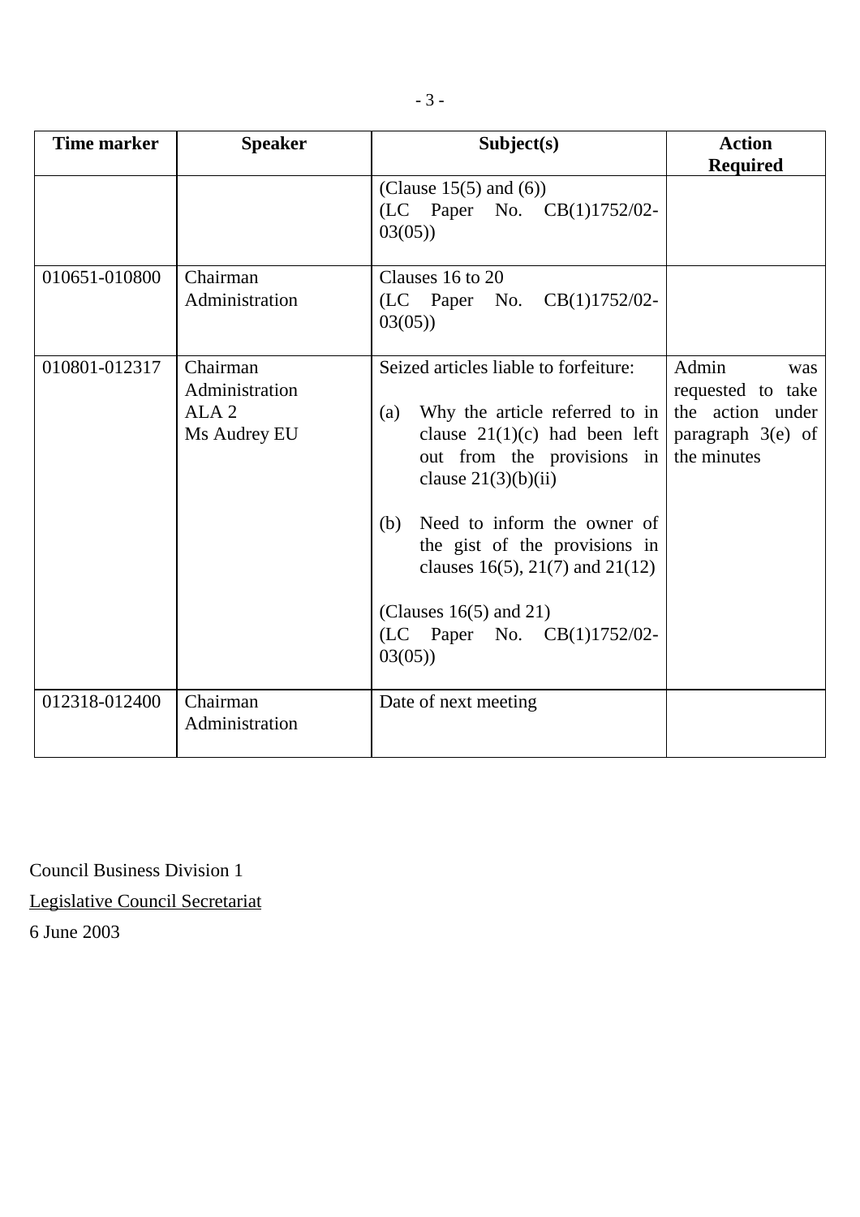| Time marker | Speaker | Subject(s) | Action Required |
|---|---|---|---|
| | | (Clause 15(5) and (6))<br>(LC Paper No. CB(1)1752/02-03(05)) | |
| 010651-010800 | Chairman<br>Administration | Clauses 16 to 20<br>(LC Paper No. CB(1)1752/02-03(05)) | |
| 010801-012317 | Chairman<br>Administration<br>ALA 2<br>Ms Audrey EU | Seized articles liable to forfeiture:<br><br>(a) Why the article referred to in clause 21(1)(c) had been left out from the provisions in clause 21(3)(b)(ii)<br><br>(b) Need to inform the owner of the gist of the provisions in clauses 16(5), 21(7) and 21(12)<br><br>(Clauses 16(5) and 21)<br>(LC Paper No. CB(1)1752/02-03(05)) | Admin was requested to take the action under paragraph 3(e) of the minutes |
| 012318-012400 | Chairman<br>Administration | Date of next meeting | |

Council Business Division 1
Legislative Council Secretariat
6 June 2003